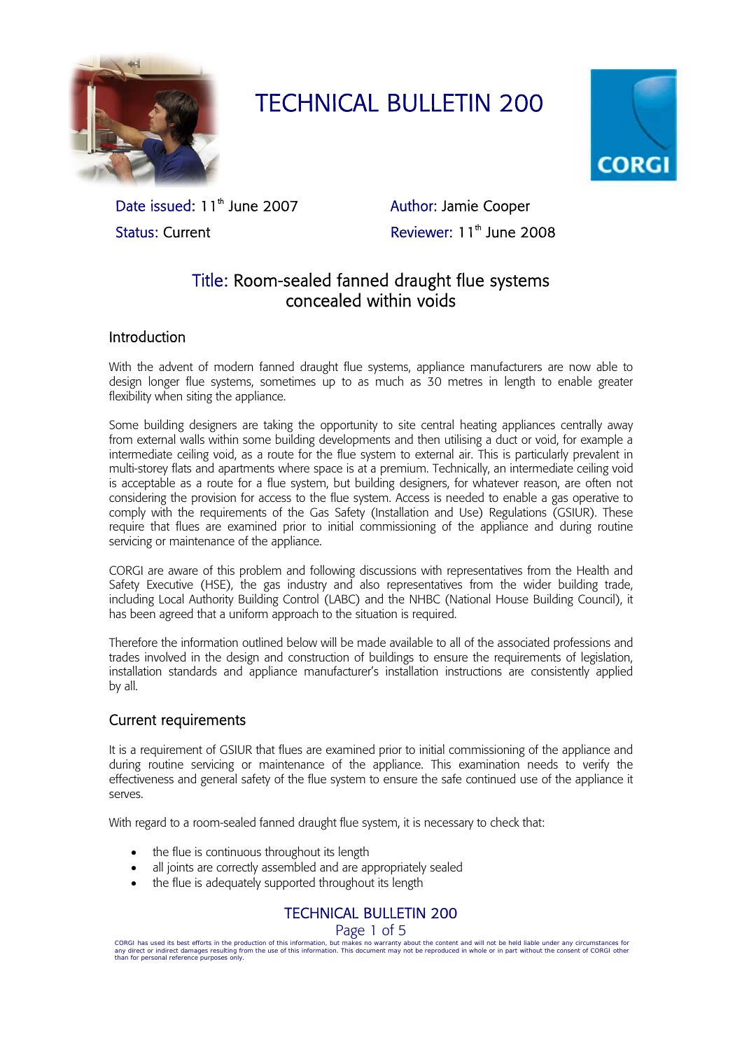# TECHNICAL BULLETIN 200

Date issued: 11th June 2007

Status: Current

Author: Jamie Cooper

Reviewer: 11th June 2008

## Title: Room-sealed fanned draught flue systems concealed within voids

### Introduction

With the advent of modern fanned draught flue systems, appliance manufacturers are now able to design longer flue systems, sometimes up to as much as 30 metres in length to enable greater flexibility when siting the appliance.

Some building designers are taking the opportunity to site central heating appliances centrally away from external walls within some building developments and then utilising a duct or void, for example a intermediate ceiling void, as a route for the flue system to external air. This is particularly prevalent in multi-storey flats and apartments where space is at a premium. Technically, an intermediate ceiling void is acceptable as a route for a flue system, but building designers, for whatever reason, are often not considering the provision for access to the flue system. Access is needed to enable a gas operative to comply with the requirements of the Gas Safety (Installation and Use) Regulations (GSIUR). These require that flues are examined prior to initial commissioning of the appliance and during routine servicing or maintenance of the appliance.

CORGI are aware of this problem and following discussions with representatives from the Health and Safety Executive (HSE), the gas industry and also representatives from the wider building trade, including Local Authority Building Control (LABC) and the NHBC (National House Building Council), it has been agreed that a uniform approach to the situation is required.

Therefore the information outlined below will be made available to all of the associated professions and trades involved in the design and construction of buildings to ensure the requirements of legislation, installation standards and appliance manufacturer's installation instructions are consistently applied by all.

### Current requirements

It is a requirement of GSIUR that flues are examined prior to initial commissioning of the appliance and during routine servicing or maintenance of the appliance. This examination needs to verify the effectiveness and general safety of the flue system to ensure the safe continued use of the appliance it serves.

With regard to a room-sealed fanned draught flue system, it is necessary to check that:

- the flue is continuous throughout its length
- all joints are correctly assembled and are appropriately sealed
- the flue is adequately supported throughout its length

CORGI has used its best efforts in the production of this information, but makes no warranty about the content and will not be held liable under any circumstances for any direct or indirect damages resulting from the use of this information. This document may not be reproduced in whole or in part without the consent of CORGI other than for personal reference purposes only.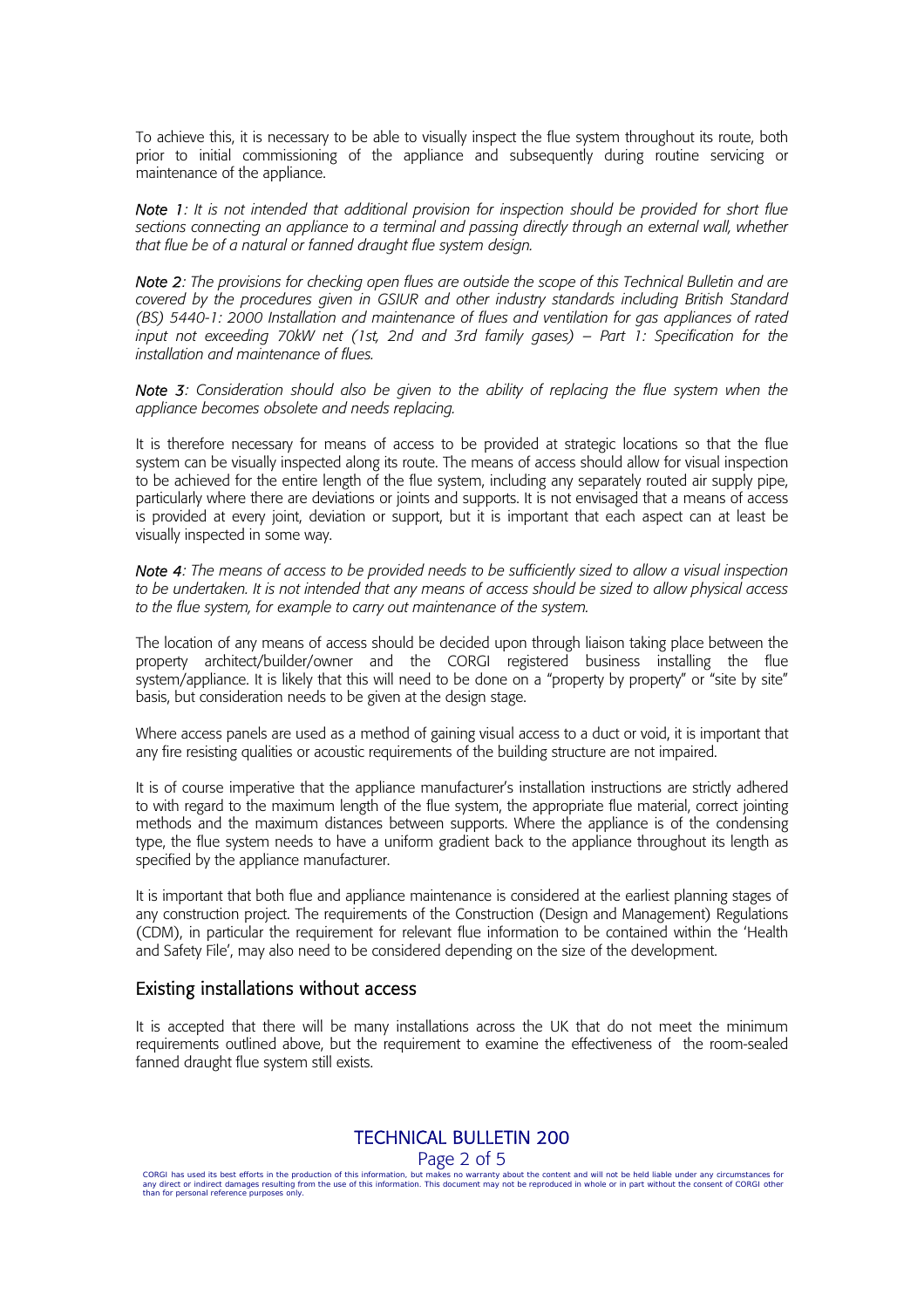To achieve this, it is necessary to be able to visually inspect the flue system throughout its route, both prior to initial commissioning of the appliance and subsequently during routine servicing or maintenance of the appliance.

***Note 1****: It is not intended that additional provision for inspection should be provided for short flue sections connecting an appliance to a terminal and passing directly through an external wall, whether that flue be of a natural or fanned draught flue system design.*

***Note 2****: The provisions for checking open flues are outside the scope of this Technical Bulletin and are covered by the procedures given in GSIUR and other industry standards including British Standard (BS) 5440-1: 2000 Installation and maintenance of flues and ventilation for gas appliances of rated input not exceeding 70kW net (1st, 2nd and 3rd family gases) – Part 1: Specification for the installation and maintenance of flues.*

***Note 3****: Consideration should also be given to the ability of replacing the flue system when the appliance becomes obsolete and needs replacing.*

It is therefore necessary for means of access to be provided at strategic locations so that the flue system can be visually inspected along its route. The means of access should allow for visual inspection to be achieved for the entire length of the flue system, including any separately routed air supply pipe, particularly where there are deviations or joints and supports. It is not envisaged that a means of access is provided at every joint, deviation or support, but it is important that each aspect can at least be visually inspected in some way.

***Note 4****: The means of access to be provided needs to be sufficiently sized to allow a visual inspection to be undertaken. It is not intended that any means of access should be sized to allow physical access to the flue system, for example to carry out maintenance of the system.*

The location of any means of access should be decided upon through liaison taking place between the property architect/builder/owner and the CORGI registered business installing the flue system/appliance. It is likely that this will need to be done on a "property by property" or "site by site" basis, but consideration needs to be given at the design stage.

Where access panels are used as a method of gaining visual access to a duct or void, it is important that any fire resisting qualities or acoustic requirements of the building structure are not impaired.

It is of course imperative that the appliance manufacturer's installation instructions are strictly adhered to with regard to the maximum length of the flue system, the appropriate flue material, correct jointing methods and the maximum distances between supports. Where the appliance is of the condensing type, the flue system needs to have a uniform gradient back to the appliance throughout its length as specified by the appliance manufacturer.

It is important that both flue and appliance maintenance is considered at the earliest planning stages of any construction project. The requirements of the Construction (Design and Management) Regulations (CDM), in particular the requirement for relevant flue information to be contained within the 'Health and Safety File', may also need to be considered depending on the size of the development.

## Existing installations without access

It is accepted that there will be many installations across the UK that do not meet the minimum requirements outlined above, but the requirement to examine the effectiveness of the room-sealed fanned draught flue system still exists.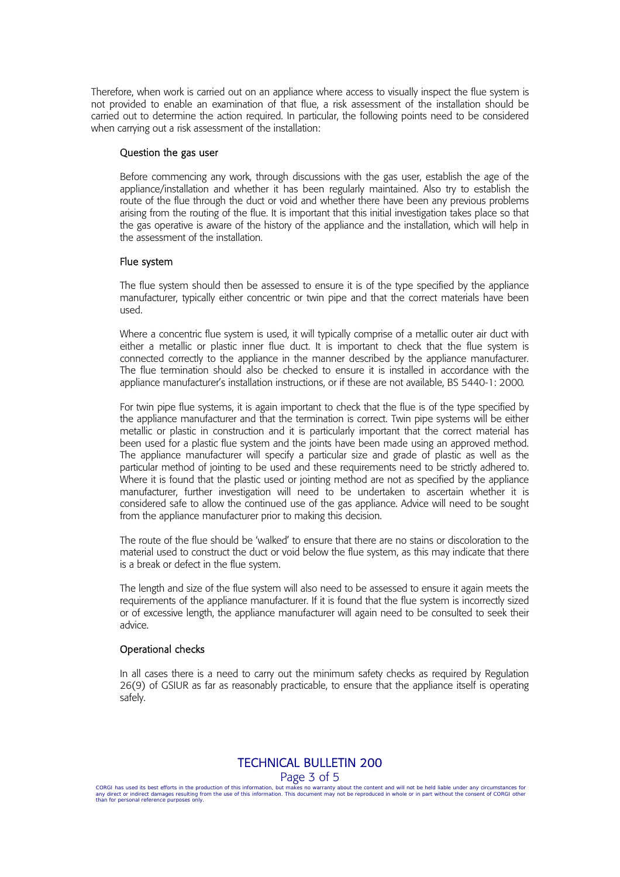Therefore, when work is carried out on an appliance where access to visually inspect the flue system is not provided to enable an examination of that flue, a risk assessment of the installation should be carried out to determine the action required. In particular, the following points need to be considered when carrying out a risk assessment of the installation:

### Question the gas user

Before commencing any work, through discussions with the gas user, establish the age of the appliance/installation and whether it has been regularly maintained. Also try to establish the route of the flue through the duct or void and whether there have been any previous problems arising from the routing of the flue. It is important that this initial investigation takes place so that the gas operative is aware of the history of the appliance and the installation, which will help in the assessment of the installation.

### Flue system

The flue system should then be assessed to ensure it is of the type specified by the appliance manufacturer, typically either concentric or twin pipe and that the correct materials have been used.

Where a concentric flue system is used, it will typically comprise of a metallic outer air duct with either a metallic or plastic inner flue duct. It is important to check that the flue system is connected correctly to the appliance in the manner described by the appliance manufacturer. The flue termination should also be checked to ensure it is installed in accordance with the appliance manufacturer's installation instructions, or if these are not available, BS 5440-1: 2000.

For twin pipe flue systems, it is again important to check that the flue is of the type specified by the appliance manufacturer and that the termination is correct. Twin pipe systems will be either metallic or plastic in construction and it is particularly important that the correct material has been used for a plastic flue system and the joints have been made using an approved method. The appliance manufacturer will specify a particular size and grade of plastic as well as the particular method of jointing to be used and these requirements need to be strictly adhered to. Where it is found that the plastic used or jointing method are not as specified by the appliance manufacturer, further investigation will need to be undertaken to ascertain whether it is considered safe to allow the continued use of the gas appliance. Advice will need to be sought from the appliance manufacturer prior to making this decision.

The route of the flue should be 'walked' to ensure that there are no stains or discoloration to the material used to construct the duct or void below the flue system, as this may indicate that there is a break or defect in the flue system.

The length and size of the flue system will also need to be assessed to ensure it again meets the requirements of the appliance manufacturer. If it is found that the flue system is incorrectly sized or of excessive length, the appliance manufacturer will again need to be consulted to seek their advice.

### Operational checks

In all cases there is a need to carry out the minimum safety checks as required by Regulation 26(9) of GSIUR as far as reasonably practicable, to ensure that the appliance itself is operating safely.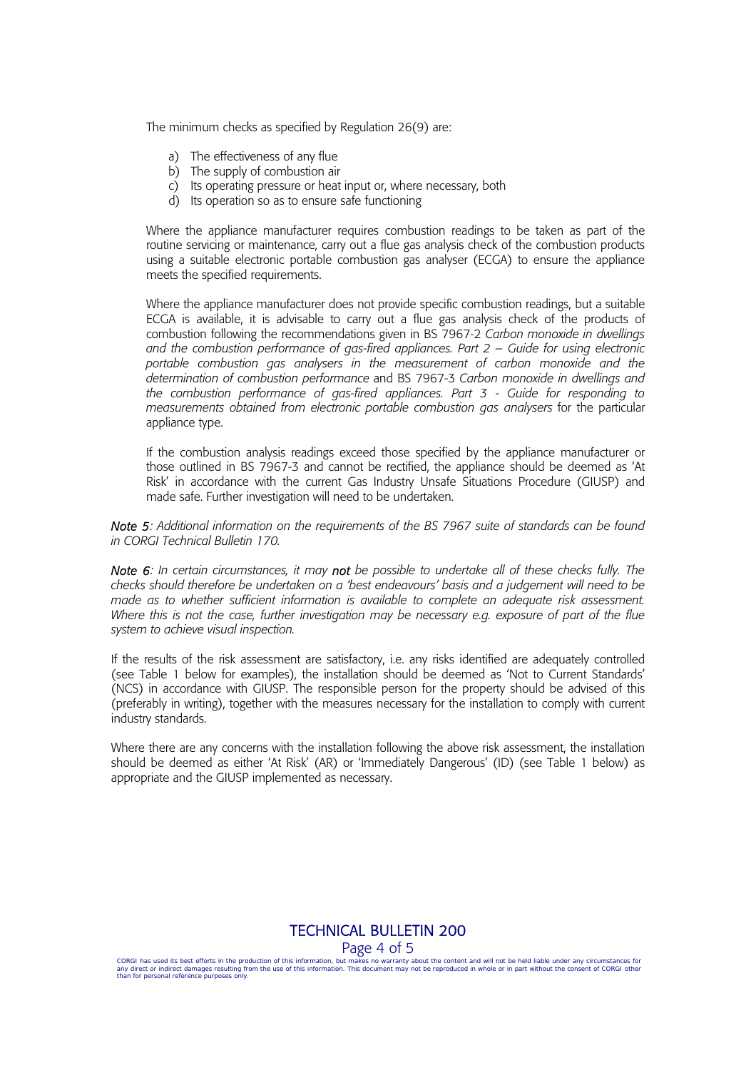The minimum checks as specified by Regulation 26(9) are:

a) The effectiveness of any flue
b) The supply of combustion air
c) Its operating pressure or heat input or, where necessary, both
d) Its operation so as to ensure safe functioning

Where the appliance manufacturer requires combustion readings to be taken as part of the routine servicing or maintenance, carry out a flue gas analysis check of the combustion products using a suitable electronic portable combustion gas analyser (ECGA) to ensure the appliance meets the specified requirements.

Where the appliance manufacturer does not provide specific combustion readings, but a suitable ECGA is available, it is advisable to carry out a flue gas analysis check of the products of combustion following the recommendations given in BS 7967-2 *Carbon monoxide in dwellings and the combustion performance of gas-fired appliances. Part 2 – Guide for using electronic portable combustion gas analysers in the measurement of carbon monoxide and the determination of combustion performance* and BS 7967-3 *Carbon monoxide in dwellings and the combustion performance of gas-fired appliances. Part 3 - Guide for responding to measurements obtained from electronic portable combustion gas analysers* for the particular appliance type.

If the combustion analysis readings exceed those specified by the appliance manufacturer or those outlined in BS 7967-3 and cannot be rectified, the appliance should be deemed as 'At Risk' in accordance with the current Gas Industry Unsafe Situations Procedure (GIUSP) and made safe. Further investigation will need to be undertaken.

***Note 5****: Additional information on the requirements of the BS 7967 suite of standards can be found in CORGI Technical Bulletin 170.*

***Note 6****: In certain circumstances, it may* ***not*** *be possible to undertake all of these checks fully. The checks should therefore be undertaken on a 'best endeavours' basis and a judgement will need to be made as to whether sufficient information is available to complete an adequate risk assessment. Where this is not the case, further investigation may be necessary e.g. exposure of part of the flue system to achieve visual inspection.*

If the results of the risk assessment are satisfactory, i.e. any risks identified are adequately controlled (see Table 1 below for examples), the installation should be deemed as 'Not to Current Standards' (NCS) in accordance with GIUSP. The responsible person for the property should be advised of this (preferably in writing), together with the measures necessary for the installation to comply with current industry standards.

Where there are any concerns with the installation following the above risk assessment, the installation should be deemed as either 'At Risk' (AR) or 'Immediately Dangerous' (ID) (see Table 1 below) as appropriate and the GIUSP implemented as necessary.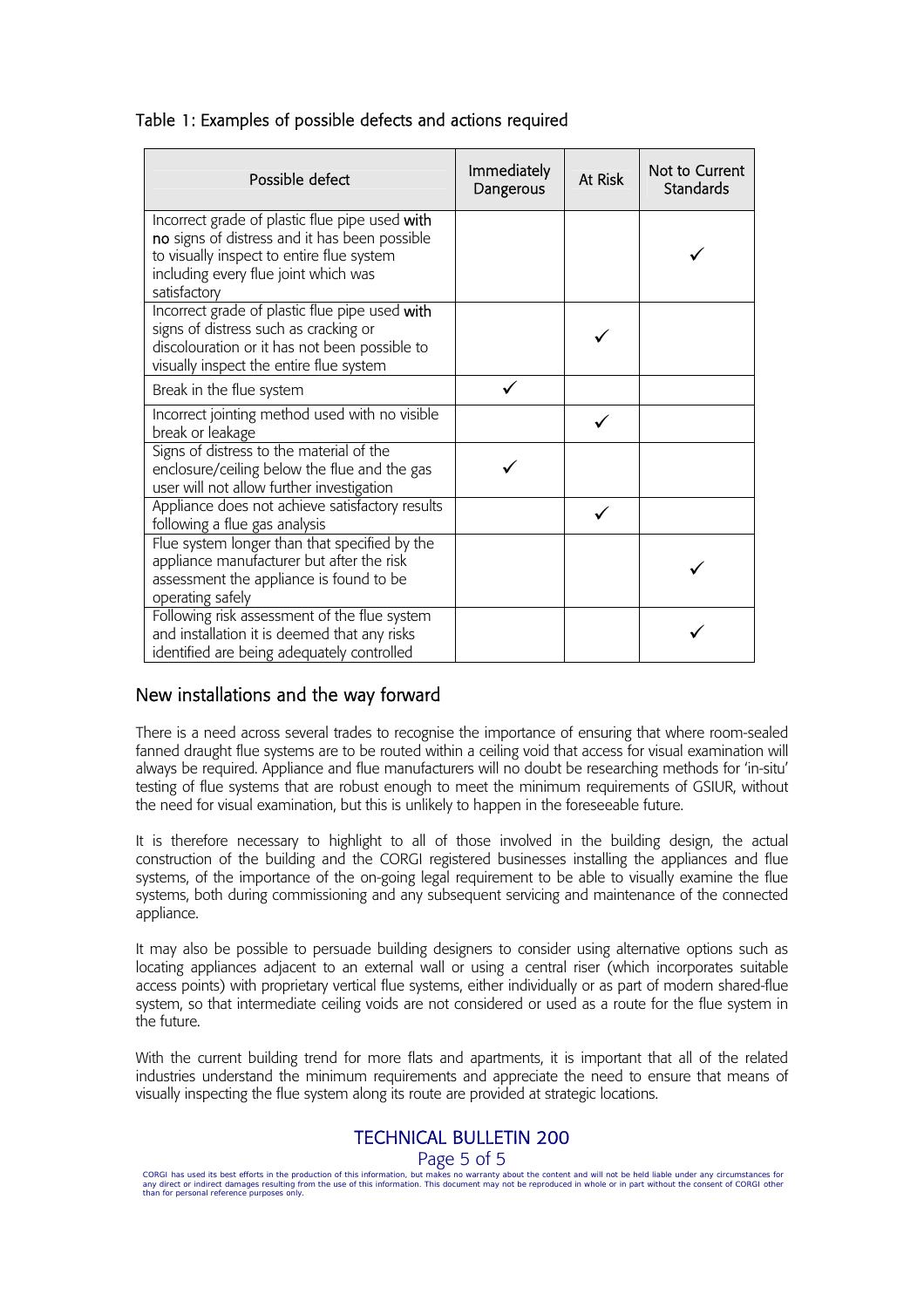Table 1: Examples of possible defects and actions required

| Possible defect | Immediately Dangerous | At Risk | Not to Current Standards |
|---|---|---|---|
| Incorrect grade of plastic flue pipe used **with no** signs of distress and it has been possible to visually inspect to entire flue system including every flue joint which was satisfactory | | | ✓ |
| Incorrect grade of plastic flue pipe used **with** signs of distress such as cracking or discolouration or it has not been possible to visually inspect the entire flue system | | ✓ | |
| Break in the flue system | ✓ | | |
| Incorrect jointing method used with no visible break or leakage | | ✓ | |
| Signs of distress to the material of the enclosure/ceiling below the flue and the gas user will not allow further investigation | ✓ | | |
| Appliance does not achieve satisfactory results following a flue gas analysis | | ✓ | |
| Flue system longer than that specified by the appliance manufacturer but after the risk assessment the appliance is found to be operating safely | | | ✓ |
| Following risk assessment of the flue system and installation it is deemed that any risks identified are being adequately controlled | | | ✓ |

## New installations and the way forward

There is a need across several trades to recognise the importance of ensuring that where room-sealed fanned draught flue systems are to be routed within a ceiling void that access for visual examination will always be required. Appliance and flue manufacturers will no doubt be researching methods for 'in-situ' testing of flue systems that are robust enough to meet the minimum requirements of GSIUR, without the need for visual examination, but this is unlikely to happen in the foreseeable future.

It is therefore necessary to highlight to all of those involved in the building design, the actual construction of the building and the CORGI registered businesses installing the appliances and flue systems, of the importance of the on-going legal requirement to be able to visually examine the flue systems, both during commissioning and any subsequent servicing and maintenance of the connected appliance.

It may also be possible to persuade building designers to consider using alternative options such as locating appliances adjacent to an external wall or using a central riser (which incorporates suitable access points) with proprietary vertical flue systems, either individually or as part of modern shared-flue system, so that intermediate ceiling voids are not considered or used as a route for the flue system in the future.

With the current building trend for more flats and apartments, it is important that all of the related industries understand the minimum requirements and appreciate the need to ensure that means of visually inspecting the flue system along its route are provided at strategic locations.

CORGI has used its best efforts in the production of this information, but makes no warranty about the content and will not be held liable under any circumstances for any direct or indirect damages resulting from the use of this information. This document may not be reproduced in whole or in part without the consent of CORGI other than for personal reference purposes only.